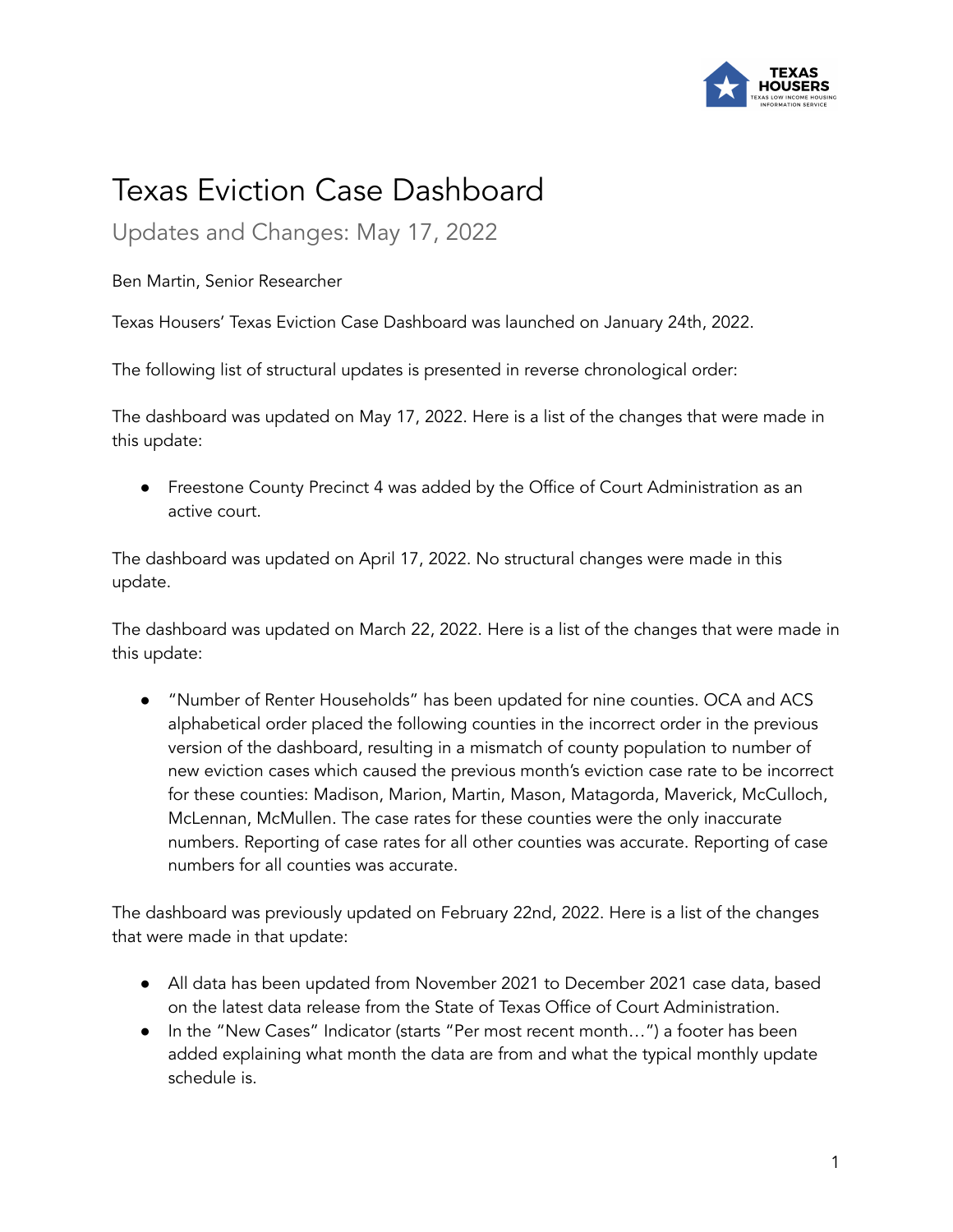# Texas Eviction Case Dashboard

## Updates and Changes: May 17, 2022

Ben Martin, Senior Researcher

Texas Housers' Texas Eviction Case Dashboard was launched on January 24th, 2022.

The following list of structural updates is presented in reverse chronological order:

The dashboard was updated on May 17, 2022. Here is a list of the changes that were made in this update:

- Freestone County Precinct 4 was added by the Office of Court Administration as an active court.

The dashboard was updated on April 17, 2022. No structural changes were made in this update.

The dashboard was updated on March 22, 2022. Here is a list of the changes that were made in this update:

- "Number of Renter Households" has been updated for nine counties. OCA and ACS alphabetical order placed the following counties in the incorrect order in the previous version of the dashboard, resulting in a mismatch of county population to number of new eviction cases which caused the previous month's eviction case rate to be incorrect for these counties: Madison, Marion, Martin, Mason, Matagorda, Maverick, McCulloch, McLennan, McMullen. The case rates for these counties were the only inaccurate numbers. Reporting of case rates for all other counties was accurate. Reporting of case numbers for all counties was accurate.

The dashboard was previously updated on February 22nd, 2022. Here is a list of the changes that were made in that update:

- All data has been updated from November 2021 to December 2021 case data, based on the latest data release from the State of Texas Office of Court Administration.
- In the "New Cases" Indicator (starts "Per most recent month…") a footer has been added explaining what month the data are from and what the typical monthly update schedule is.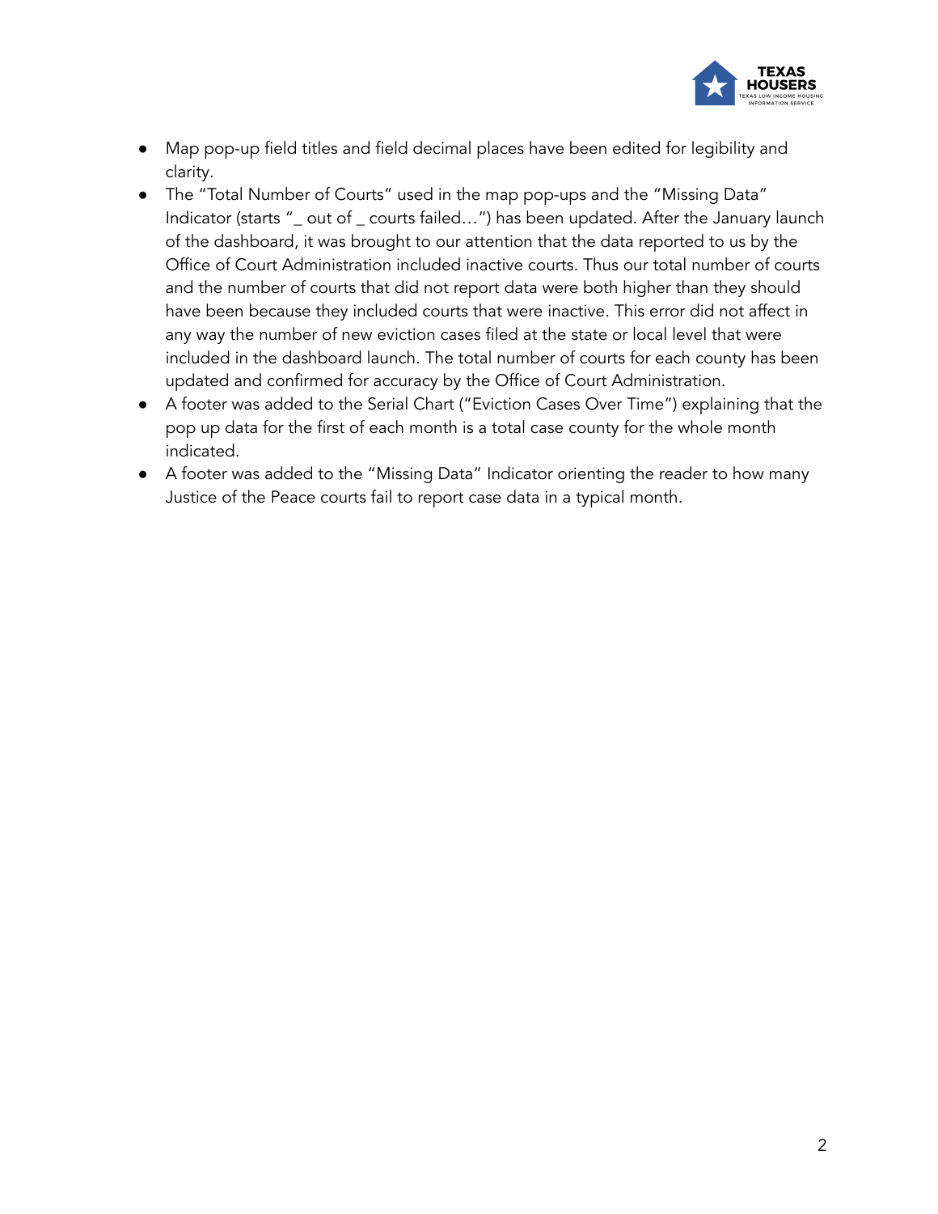- Map pop-up field titles and field decimal places have been edited for legibility and clarity.
- The "Total Number of Courts" used in the map pop-ups and the "Missing Data" Indicator (starts "_ out of _ courts failed…") has been updated. After the January launch of the dashboard, it was brought to our attention that the data reported to us by the Office of Court Administration included inactive courts. Thus our total number of courts and the number of courts that did not report data were both higher than they should have been because they included courts that were inactive. This error did not affect in any way the number of new eviction cases filed at the state or local level that were included in the dashboard launch. The total number of courts for each county has been updated and confirmed for accuracy by the Office of Court Administration.
- A footer was added to the Serial Chart ("Eviction Cases Over Time") explaining that the pop up data for the first of each month is a total case county for the whole month indicated.
- A footer was added to the "Missing Data" Indicator orienting the reader to how many Justice of the Peace courts fail to report case data in a typical month.